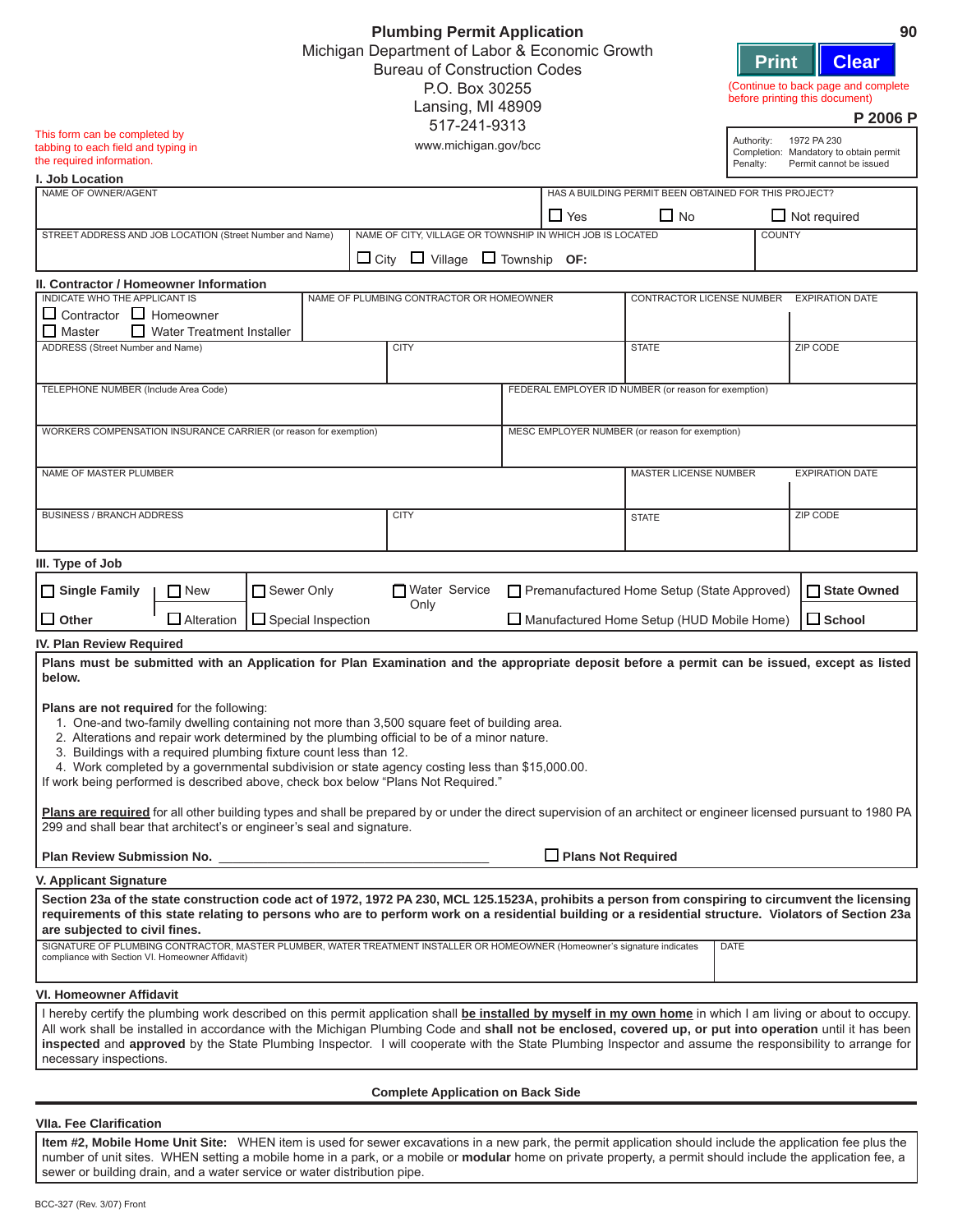# Plumbing Permit Application

Michigan Department of Labor & Economic Growth
Bureau of Construction Codes
P.O. Box 30255
Lansing, MI 48909
517-241-9313
www.michigan.gov/bcc

90

Print | Clear

(Continue to back page and complete before printing this document)

**P 2006 P**

Authority: 1972 PA 230
Completion: Mandatory to obtain permit
Penalty: Permit cannot be issued

This form can be completed by tabbing to each field and typing in the required information.

## I. Job Location

| NAME OF OWNER/AGENT | | HAS A BUILDING PERMIT BEEN OBTAINED FOR THIS PROJECT? ☐ Yes ☐ No ☐ Not required |
|---|---|---|
| STREET ADDRESS AND JOB LOCATION (Street Number and Name) | NAME OF CITY, VILLAGE OR TOWNSHIP IN WHICH JOB IS LOCATED ☐ City ☐ Village ☐ Township **OF:** | COUNTY |

## II. Contractor / Homeowner Information

| INDICATE WHO THE APPLICANT IS ☐ Contractor ☐ Homeowner ☐ Master ☐ Water Treatment Installer | NAME OF PLUMBING CONTRACTOR OR HOMEOWNER | CONTRACTOR LICENSE NUMBER | EXPIRATION DATE |
|---|---|---|---|
| ADDRESS (Street Number and Name) | CITY | STATE | ZIP CODE |
| TELEPHONE NUMBER (Include Area Code) | FEDERAL EMPLOYER ID NUMBER (or reason for exemption) | | |
| WORKERS COMPENSATION INSURANCE CARRIER (or reason for exemption) | MESC EMPLOYER NUMBER (or reason for exemption) | | |
| NAME OF MASTER PLUMBER | | MASTER LICENSE NUMBER | EXPIRATION DATE |
| BUSINESS / BRANCH ADDRESS | CITY | STATE | ZIP CODE |

## III. Type of Job

| | | | | | |
|---|---|---|---|---|---|
| ☐ **Single Family** | ☐ New | ☐ Sewer Only | ☐ Water Service Only | ☐ Premanufactured Home Setup (State Approved) | ☐ **State Owned** |
| ☐ **Other** | ☐ Alteration | ☐ Special Inspection | | ☐ Manufactured Home Setup (HUD Mobile Home) | ☐ **School** |

## IV. Plan Review Required

**Plans must be submitted with an Application for Plan Examination and the appropriate deposit before a permit can be issued, except as listed below.**

**Plans are not required** for the following:

1. One-and two-family dwelling containing not more than 3,500 square feet of building area.
2. Alterations and repair work determined by the plumbing official to be of a minor nature.
3. Buildings with a required plumbing fixture count less than 12.
4. Work completed by a governmental subdivision or state agency costing less than $15,000.00.

If work being performed is described above, check box below "Plans Not Required."

**Plans are required** for all other building types and shall be prepared by or under the direct supervision of an architect or engineer licensed pursuant to 1980 PA 299 and shall bear that architect's or engineer's seal and signature.

**Plan Review Submission No.** ____________________ ☐ **Plans Not Required**

## V. Applicant Signature

**Section 23a of the state construction code act of 1972, 1972 PA 230, MCL 125.1523A, prohibits a person from conspiring to circumvent the licensing requirements of this state relating to persons who are to perform work on a residential building or a residential structure. Violators of Section 23a are subjected to civil fines.**

| SIGNATURE OF PLUMBING CONTRACTOR, MASTER PLUMBER, WATER TREATMENT INSTALLER OR HOMEOWNER (Homeowner's signature indicates compliance with Section VI. Homeowner Affidavit) | DATE |
|---|---|

## VI. Homeowner Affidavit

I hereby certify the plumbing work described on this permit application shall **be installed by myself in my own home** in which I am living or about to occupy. All work shall be installed in accordance with the Michigan Plumbing Code and **shall not be enclosed, covered up, or put into operation** until it has been **inspected** and **approved** by the State Plumbing Inspector. I will cooperate with the State Plumbing Inspector and assume the responsibility to arrange for necessary inspections.

**Complete Application on Back Side**

## VIIa. Fee Clarification

**Item #2, Mobile Home Unit Site:** WHEN item is used for sewer excavations in a new park, the permit application should include the application fee plus the number of unit sites. WHEN setting a mobile home in a park, or a mobile or **modular** home on private property, a permit should include the application fee, a sewer or building drain, and a water service or water distribution pipe.

BCC-327 (Rev. 3/07) Front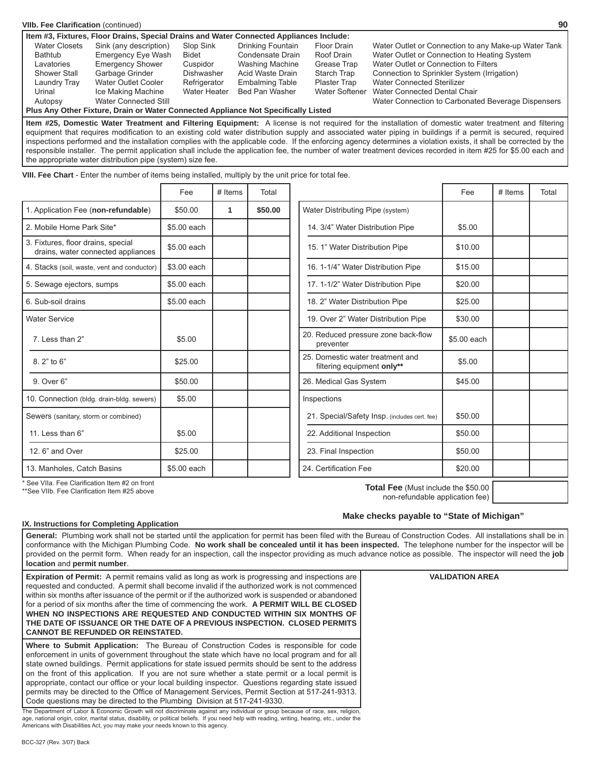**VIIb. Fee Clarification** (continued)

**Item #3, Fixtures, Floor Drains, Special Drains and Water Connected Appliances Include:**

| | | | | | |
|---|---|---|---|---|---|
| Water Closets | Sink (any description) | Slop Sink | Drinking Fountain | Floor Drain | Water Outlet or Connection to any Make-up Water Tank |
| Bathtub | Emergency Eye Wash | Bidet | Condensate Drain | Roof Drain | Water Outlet or Connection to Heating System |
| Lavatories | Emergency Shower | Cuspidor | Washing Machine | Grease Trap | Water Outlet or Connection to Filters |
| Shower Stall | Garbage Grinder | Dishwasher | Acid Waste Drain | Starch Trap | Connection to Sprinkler System (Irrigation) |
| Laundry Tray | Water Outlet Cooler | Refrigerator | Embalming Table | Plaster Trap | Water Connected Sterilizer |
| Urinal | Ice Making Machine | Water Heater | Bed Pan Washer | Water Softener | Water Connected Dental Chair |
| Autopsy | Water Connected Still | | | | Water Connection to Carbonated Beverage Dispensers |

**Plus Any Other Fixture, Drain or Water Connected Appliance Not Specifically Listed**

**Item #25, Domestic Water Treatment and Filtering Equipment:** A license is not required for the installation of domestic water treatment and filtering equipment that requires modification to an existing cold water distribution supply and associated water piping in buildings if a permit is secured, required inspections performed and the installation complies with the applicable code. If the enforcing agency determines a violation exists, it shall be corrected by the responsible installer. The permit application shall include the application fee, the number of water treatment devices recorded in item #25 for $5.00 each and the appropriate water distribution pipe (system) size fee.

**VIII. Fee Chart** - Enter the number of items being installed, multiply by the unit price for total fee.

| | Fee | # Items | Total |
|---|---|---|---|
| 1. Application Fee (**non-refundable**) | $50.00 | **1** | **$50.00** |
| 2. Mobile Home Park Site* | $5.00 each | | |
| 3. Fixtures, floor drains, special drains, water connected appliances | $5.00 each | | |
| 4. Stacks (soil, waste, vent and conductor) | $3.00 each | | |
| 5. Sewage ejectors, sumps | $5.00 each | | |
| 6. Sub-soil drains | $5.00 each | | |
| Water Service | | | |
| 7. Less than 2" | $5.00 | | |
| 8. 2" to 6" | $25.00 | | |
| 9. Over 6" | $50.00 | | |
| 10. Connection (bldg. drain-bldg. sewers) | $5.00 | | |
| Sewers (sanitary, storm or combined) | | | |
| 11. Less than 6" | $5.00 | | |
| 12. 6" and Over | $25.00 | | |
| 13. Manholes, Catch Basins | $5.00 each | | |

| | Fee | # Items | Total |
|---|---|---|---|
| Water Distributing Pipe (system) | | | |
| 14. 3/4" Water Distribution Pipe | $5.00 | | |
| 15. 1" Water Distribution Pipe | $10.00 | | |
| 16. 1-1/4" Water Distribution Pipe | $15.00 | | |
| 17. 1-1/2" Water Distribution Pipe | $20.00 | | |
| 18. 2" Water Distribution Pipe | $25.00 | | |
| 19. Over 2" Water Distribution Pipe | $30.00 | | |
| 20. Reduced pressure zone back-flow preventer | $5.00 each | | |
| 25. Domestic water treatment and filtering equipment **only**** | $5.00 | | |
| 26. Medical Gas System | $45.00 | | |
| Inspections | | | |
| 21. Special/Safety Insp. (includes cert. fee) | $50.00 | | |
| 22. Additional Inspection | $50.00 | | |
| 23. Final Inspection | $50.00 | | |
| 24. Certification Fee | $20.00 | | |

\* See VIIa. Fee Clarification Item #2 on front
**See VIIb. Fee Clarification Item #25 above

**Total Fee** (Must include the $50.00 non-refundable application fee) ______

**Make checks payable to "State of Michigan"**

**IX. Instructions for Completing Application**

**General:** Plumbing work shall not be started until the application for permit has been filed with the Bureau of Construction Codes. All installations shall be in conformance with the Michigan Plumbing Code. **No work shall be concealed until it has been inspected.** The telephone number for the inspector will be provided on the permit form. When ready for an inspection, call the inspector providing as much advance notice as possible. The inspector will need the **job location** and **permit number**.

**Expiration of Permit:** A permit remains valid as long as work is progressing and inspections are requested and conducted. A permit shall become invalid if the authorized work is not commenced within six months after issuance of the permit or if the authorized work is suspended or abandoned for a period of six months after the time of commencing the work. **A PERMIT WILL BE CLOSED WHEN NO INSPECTIONS ARE REQUESTED AND CONDUCTED WITHIN SIX MONTHS OF THE DATE OF ISSUANCE OR THE DATE OF A PREVIOUS INSPECTION. CLOSED PERMITS CANNOT BE REFUNDED OR REINSTATED.**

**Where to Submit Application:** The Bureau of Construction Codes is responsible for code enforcement in units of government throughout the state which have no local program and for all state owned buildings. Permit applications for state issued permits should be sent to the address on the front of this application. If you are not sure whether a state permit or a local permit is appropriate, contact our office or your local building inspector. Questions regarding state issued permits may be directed to the Office of Management Services, Permit Section at 517-241-9313. Code questions may be directed to the Plumbing Division at 517-241-9330.

**VALIDATION AREA**

The Department of Labor & Economic Growth will not discriminate against any individual or group because of race, sex, religion, age, national origin, color, marital status, disability, or political beliefs. If you need help with reading, writing, hearing, etc., under the Americans with Disabilities Act, you may make your needs known to this agency.

BCC-327 (Rev. 3/07) Back